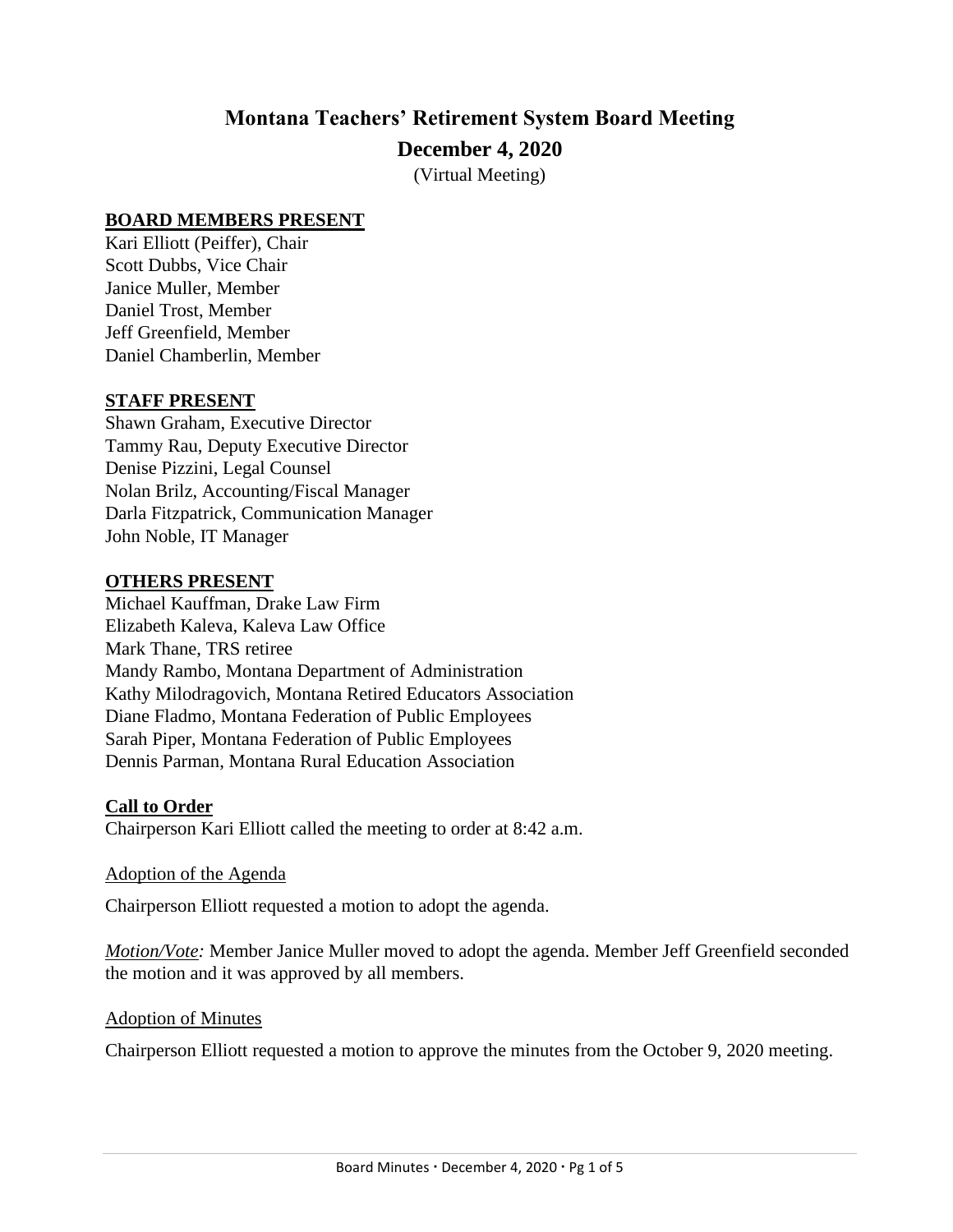# Montana Teachers' Retirement System Board Meeting

## December 4, 2020

(Virtual Meeting)

**BOARD MEMBERS PRESENT**

Kari Elliott (Peiffer), Chair
Scott Dubbs, Vice Chair
Janice Muller, Member
Daniel Trost, Member
Jeff Greenfield, Member
Daniel Chamberlin, Member

**STAFF PRESENT**

Shawn Graham, Executive Director
Tammy Rau, Deputy Executive Director
Denise Pizzini, Legal Counsel
Nolan Brilz, Accounting/Fiscal Manager
Darla Fitzpatrick, Communication Manager
John Noble, IT Manager

**OTHERS PRESENT**

Michael Kauffman, Drake Law Firm
Elizabeth Kaleva, Kaleva Law Office
Mark Thane, TRS retiree
Mandy Rambo, Montana Department of Administration
Kathy Milodragovich, Montana Retired Educators Association
Diane Fladmo, Montana Federation of Public Employees
Sarah Piper, Montana Federation of Public Employees
Dennis Parman, Montana Rural Education Association

**Call to Order**

Chairperson Kari Elliott called the meeting to order at 8:42 a.m.

Adoption of the Agenda

Chairperson Elliott requested a motion to adopt the agenda.

*Motion/Vote:* Member Janice Muller moved to adopt the agenda. Member Jeff Greenfield seconded the motion and it was approved by all members.

Adoption of Minutes

Chairperson Elliott requested a motion to approve the minutes from the October 9, 2020 meeting.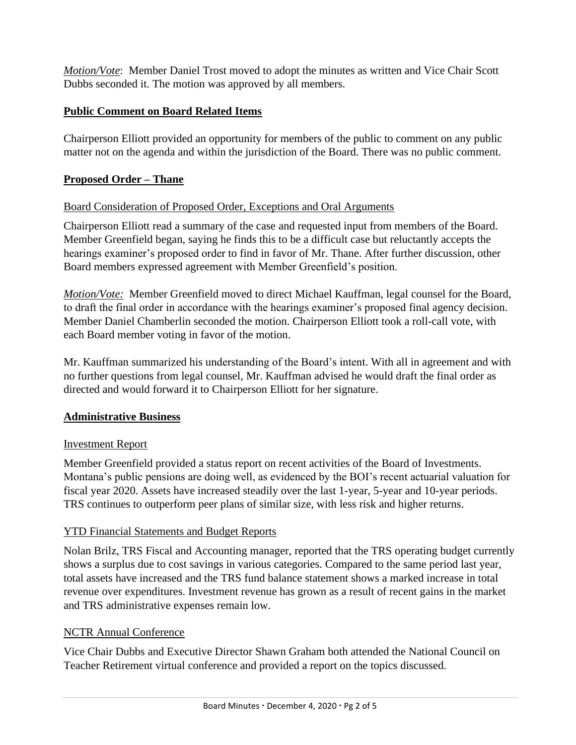*Motion/Vote*: Member Daniel Trost moved to adopt the minutes as written and Vice Chair Scott Dubbs seconded it. The motion was approved by all members.

## Public Comment on Board Related Items

Chairperson Elliott provided an opportunity for members of the public to comment on any public matter not on the agenda and within the jurisdiction of the Board. There was no public comment.

## Proposed Order – Thane

### Board Consideration of Proposed Order, Exceptions and Oral Arguments

Chairperson Elliott read a summary of the case and requested input from members of the Board. Member Greenfield began, saying he finds this to be a difficult case but reluctantly accepts the hearings examiner's proposed order to find in favor of Mr. Thane. After further discussion, other Board members expressed agreement with Member Greenfield's position.

*Motion/Vote:* Member Greenfield moved to direct Michael Kauffman, legal counsel for the Board, to draft the final order in accordance with the hearings examiner's proposed final agency decision. Member Daniel Chamberlin seconded the motion. Chairperson Elliott took a roll-call vote, with each Board member voting in favor of the motion.

Mr. Kauffman summarized his understanding of the Board's intent. With all in agreement and with no further questions from legal counsel, Mr. Kauffman advised he would draft the final order as directed and would forward it to Chairperson Elliott for her signature.

## Administrative Business

### Investment Report

Member Greenfield provided a status report on recent activities of the Board of Investments. Montana's public pensions are doing well, as evidenced by the BOI's recent actuarial valuation for fiscal year 2020. Assets have increased steadily over the last 1-year, 5-year and 10-year periods. TRS continues to outperform peer plans of similar size, with less risk and higher returns.

### YTD Financial Statements and Budget Reports

Nolan Brilz, TRS Fiscal and Accounting manager, reported that the TRS operating budget currently shows a surplus due to cost savings in various categories. Compared to the same period last year, total assets have increased and the TRS fund balance statement shows a marked increase in total revenue over expenditures. Investment revenue has grown as a result of recent gains in the market and TRS administrative expenses remain low.

### NCTR Annual Conference

Vice Chair Dubbs and Executive Director Shawn Graham both attended the National Council on Teacher Retirement virtual conference and provided a report on the topics discussed.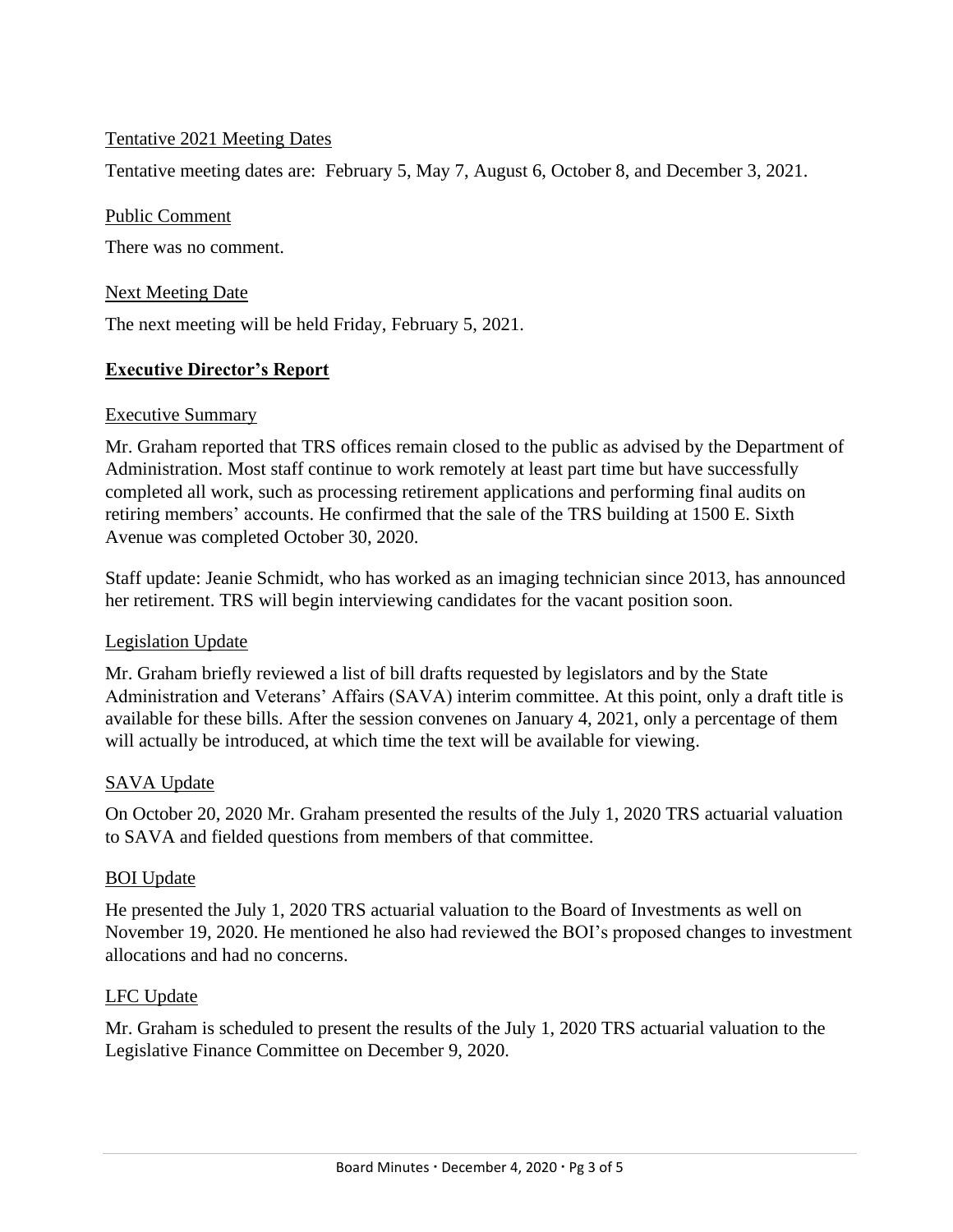Tentative 2021 Meeting Dates

Tentative meeting dates are: February 5, May 7, August 6, October 8, and December 3, 2021.

Public Comment

There was no comment.

Next Meeting Date

The next meeting will be held Friday, February 5, 2021.

## **Executive Director's Report**

Executive Summary

Mr. Graham reported that TRS offices remain closed to the public as advised by the Department of Administration. Most staff continue to work remotely at least part time but have successfully completed all work, such as processing retirement applications and performing final audits on retiring members' accounts. He confirmed that the sale of the TRS building at 1500 E. Sixth Avenue was completed October 30, 2020.

Staff update: Jeanie Schmidt, who has worked as an imaging technician since 2013, has announced her retirement. TRS will begin interviewing candidates for the vacant position soon.

Legislation Update

Mr. Graham briefly reviewed a list of bill drafts requested by legislators and by the State Administration and Veterans' Affairs (SAVA) interim committee. At this point, only a draft title is available for these bills. After the session convenes on January 4, 2021, only a percentage of them will actually be introduced, at which time the text will be available for viewing.

SAVA Update

On October 20, 2020 Mr. Graham presented the results of the July 1, 2020 TRS actuarial valuation to SAVA and fielded questions from members of that committee.

BOI Update

He presented the July 1, 2020 TRS actuarial valuation to the Board of Investments as well on November 19, 2020. He mentioned he also had reviewed the BOI's proposed changes to investment allocations and had no concerns.

LFC Update

Mr. Graham is scheduled to present the results of the July 1, 2020 TRS actuarial valuation to the Legislative Finance Committee on December 9, 2020.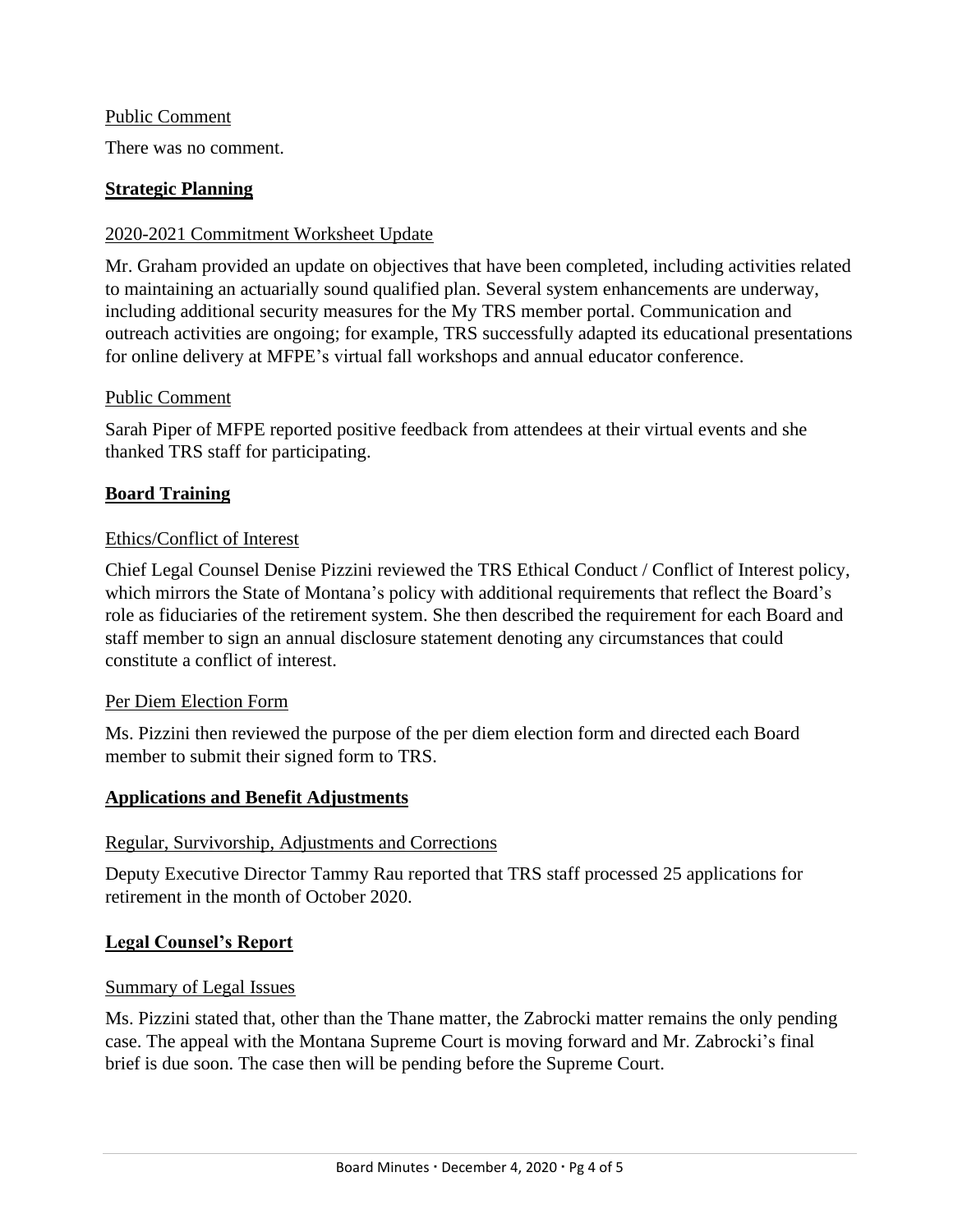Public Comment

There was no comment.

## **Strategic Planning**

2020-2021 Commitment Worksheet Update

Mr. Graham provided an update on objectives that have been completed, including activities related to maintaining an actuarially sound qualified plan. Several system enhancements are underway, including additional security measures for the My TRS member portal. Communication and outreach activities are ongoing; for example, TRS successfully adapted its educational presentations for online delivery at MFPE's virtual fall workshops and annual educator conference.

Public Comment

Sarah Piper of MFPE reported positive feedback from attendees at their virtual events and she thanked TRS staff for participating.

## **Board Training**

Ethics/Conflict of Interest

Chief Legal Counsel Denise Pizzini reviewed the TRS Ethical Conduct / Conflict of Interest policy, which mirrors the State of Montana's policy with additional requirements that reflect the Board's role as fiduciaries of the retirement system. She then described the requirement for each Board and staff member to sign an annual disclosure statement denoting any circumstances that could constitute a conflict of interest.

Per Diem Election Form

Ms. Pizzini then reviewed the purpose of the per diem election form and directed each Board member to submit their signed form to TRS.

## **Applications and Benefit Adjustments**

Regular, Survivorship, Adjustments and Corrections

Deputy Executive Director Tammy Rau reported that TRS staff processed 25 applications for retirement in the month of October 2020.

## **Legal Counsel's Report**

Summary of Legal Issues

Ms. Pizzini stated that, other than the Thane matter, the Zabrocki matter remains the only pending case. The appeal with the Montana Supreme Court is moving forward and Mr. Zabrocki's final brief is due soon. The case then will be pending before the Supreme Court.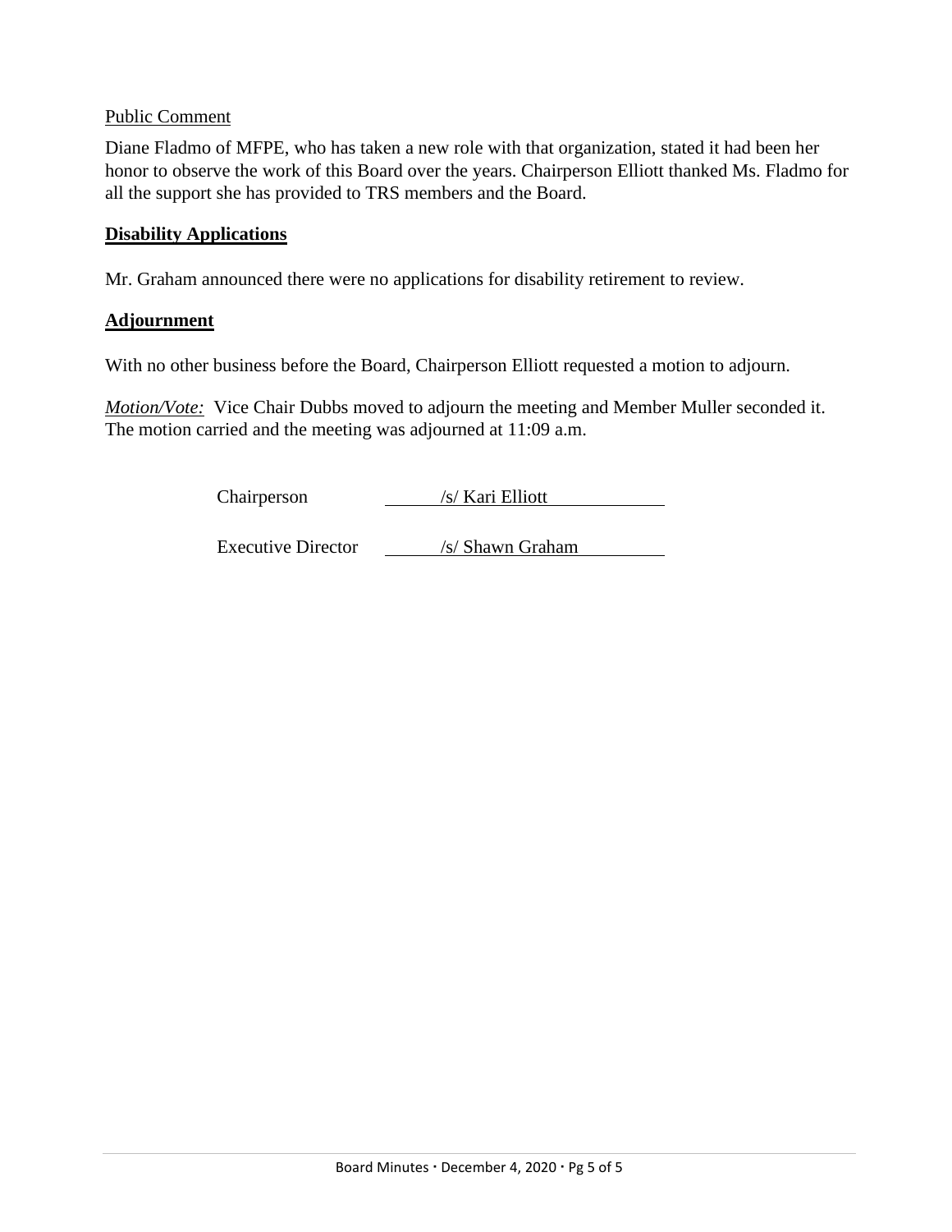Public Comment

Diane Fladmo of MFPE, who has taken a new role with that organization, stated it had been her honor to observe the work of this Board over the years. Chairperson Elliott thanked Ms. Fladmo for all the support she has provided to TRS members and the Board.

## Disability Applications

Mr. Graham announced there were no applications for disability retirement to review.

## Adjournment

With no other business before the Board, Chairperson Elliott requested a motion to adjourn.

*Motion/Vote:* Vice Chair Dubbs moved to adjourn the meeting and Member Muller seconded it. The motion carried and the meeting was adjourned at 11:09 a.m.

Chairperson /s/ Kari Elliott

Executive Director /s/ Shawn Graham